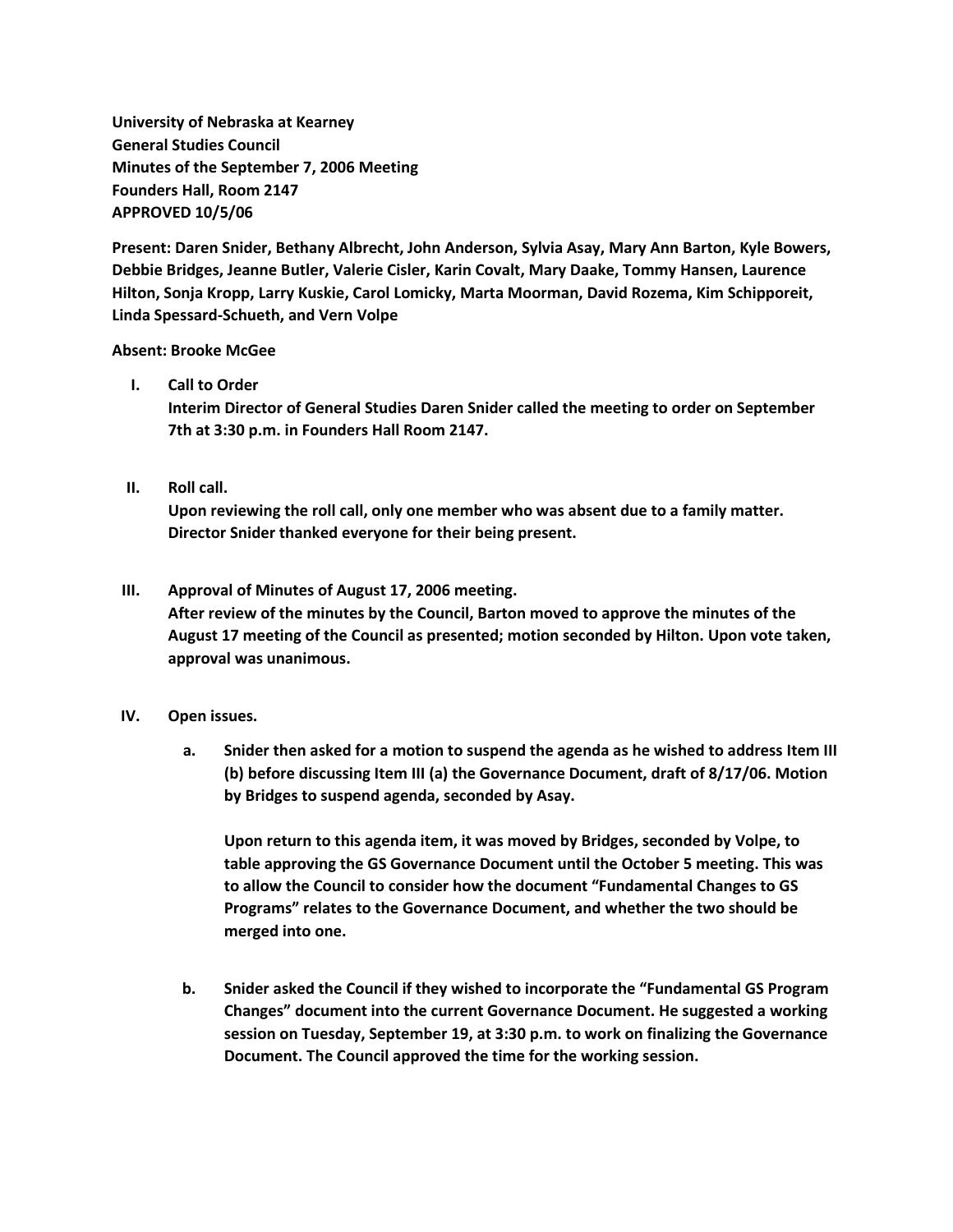**University of Nebraska at Kearney**
**General Studies Council**
**Minutes of the September 7, 2006 Meeting**
**Founders Hall, Room 2147**
**APPROVED 10/5/06**

**Present: Daren Snider, Bethany Albrecht, John Anderson, Sylvia Asay, Mary Ann Barton, Kyle Bowers, Debbie Bridges, Jeanne Butler, Valerie Cisler, Karin Covalt, Mary Daake, Tommy Hansen, Laurence Hilton, Sonja Kropp, Larry Kuskie, Carol Lomicky, Marta Moorman, David Rozema, Kim Schipporeit, Linda Spessard-Schueth, and Vern Volpe**

**Absent: Brooke McGee**

I. **Call to Order**
**Interim Director of General Studies Daren Snider called the meeting to order on September 7th at 3:30 p.m. in Founders Hall Room 2147.**

II. **Roll call.**
**Upon reviewing the roll call, only one member who was absent due to a family matter. Director Snider thanked everyone for their being present.**

III. **Approval of Minutes of August 17, 2006 meeting.**
**After review of the minutes by the Council, Barton moved to approve the minutes of the August 17 meeting of the Council as presented; motion seconded by Hilton. Upon vote taken, approval was unanimous.**

IV. **Open issues.**

a. **Snider then asked for a motion to suspend the agenda as he wished to address Item III (b) before discussing Item III (a) the Governance Document, draft of 8/17/06. Motion by Bridges to suspend agenda, seconded by Asay.**

**Upon return to this agenda item, it was moved by Bridges, seconded by Volpe, to table approving the GS Governance Document until the October 5 meeting. This was to allow the Council to consider how the document "Fundamental Changes to GS Programs" relates to the Governance Document, and whether the two should be merged into one.**

b. **Snider asked the Council if they wished to incorporate the "Fundamental GS Program Changes" document into the current Governance Document. He suggested a working session on Tuesday, September 19, at 3:30 p.m. to work on finalizing the Governance Document. The Council approved the time for the working session.**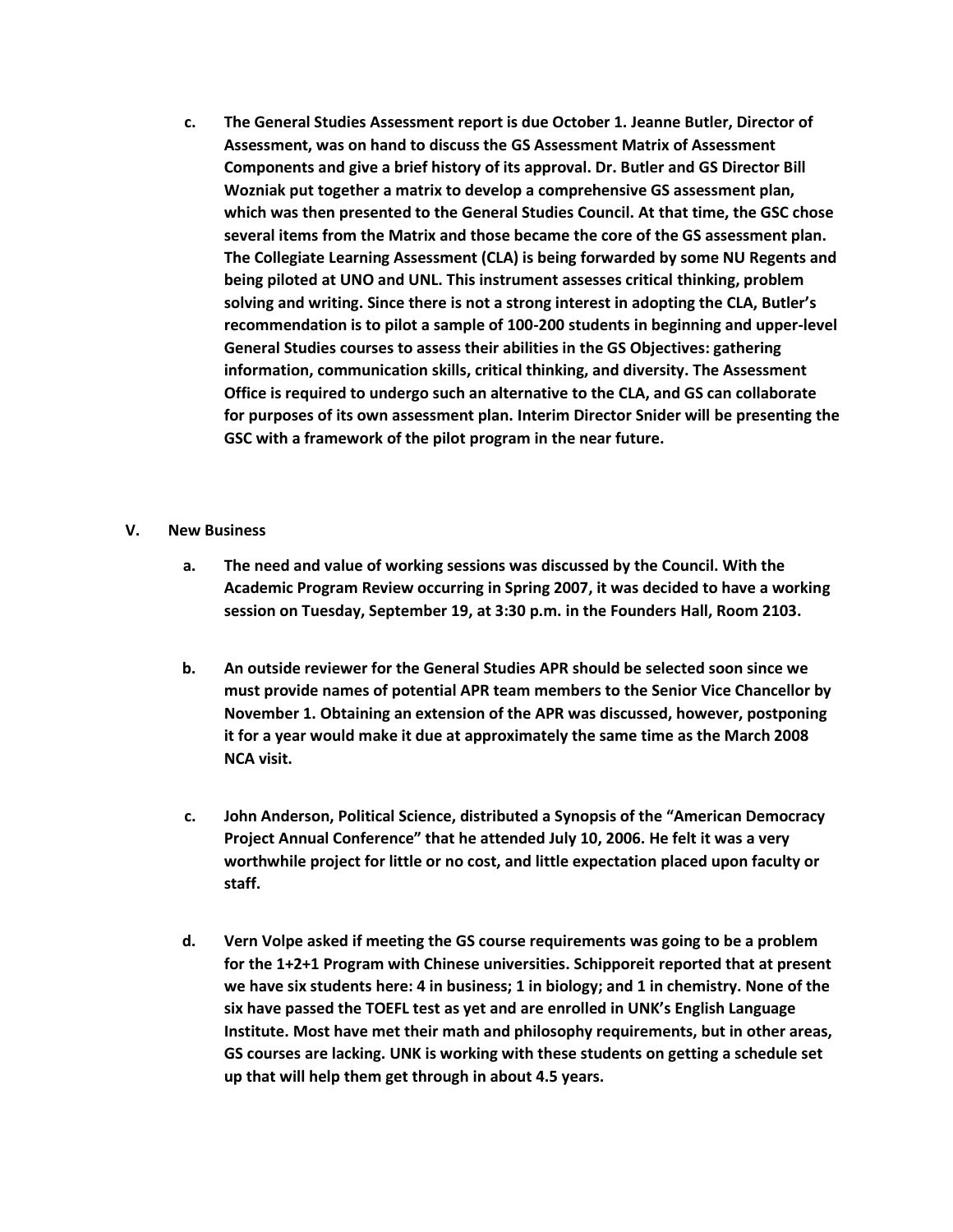c. **The General Studies Assessment report is due October 1. Jeanne Butler, Director of Assessment, was on hand to discuss the GS Assessment Matrix of Assessment Components and give a brief history of its approval. Dr. Butler and GS Director Bill Wozniak put together a matrix to develop a comprehensive GS assessment plan, which was then presented to the General Studies Council. At that time, the GSC chose several items from the Matrix and those became the core of the GS assessment plan. The Collegiate Learning Assessment (CLA) is being forwarded by some NU Regents and being piloted at UNO and UNL. This instrument assesses critical thinking, problem solving and writing. Since there is not a strong interest in adopting the CLA, Butler's recommendation is to pilot a sample of 100-200 students in beginning and upper-level General Studies courses to assess their abilities in the GS Objectives: gathering information, communication skills, critical thinking, and diversity. The Assessment Office is required to undergo such an alternative to the CLA, and GS can collaborate for purposes of its own assessment plan. Interim Director Snider will be presenting the GSC with a framework of the pilot program in the near future.**

## V. New Business

a. **The need and value of working sessions was discussed by the Council. With the Academic Program Review occurring in Spring 2007, it was decided to have a working session on Tuesday, September 19, at 3:30 p.m. in the Founders Hall, Room 2103.**

b. **An outside reviewer for the General Studies APR should be selected soon since we must provide names of potential APR team members to the Senior Vice Chancellor by November 1. Obtaining an extension of the APR was discussed, however, postponing it for a year would make it due at approximately the same time as the March 2008 NCA visit.**

c. **John Anderson, Political Science, distributed a Synopsis of the "American Democracy Project Annual Conference" that he attended July 10, 2006. He felt it was a very worthwhile project for little or no cost, and little expectation placed upon faculty or staff.**

d. **Vern Volpe asked if meeting the GS course requirements was going to be a problem for the 1+2+1 Program with Chinese universities. Schipporeit reported that at present we have six students here: 4 in business; 1 in biology; and 1 in chemistry. None of the six have passed the TOEFL test as yet and are enrolled in UNK's English Language Institute. Most have met their math and philosophy requirements, but in other areas, GS courses are lacking. UNK is working with these students on getting a schedule set up that will help them get through in about 4.5 years.**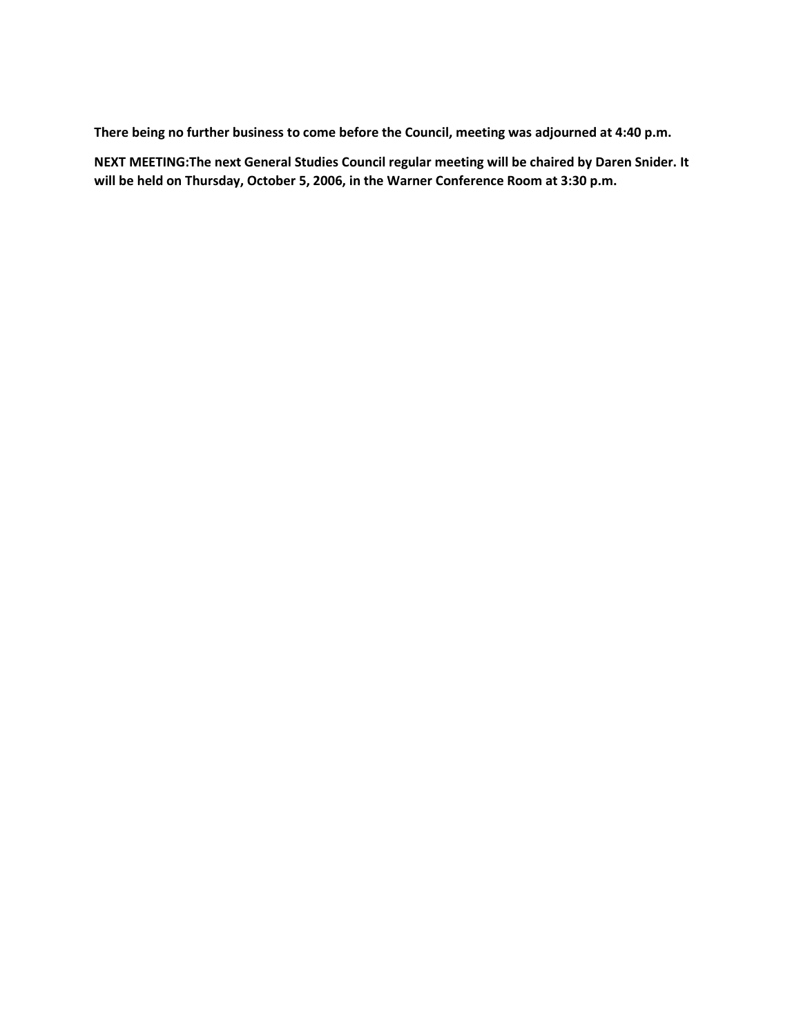**There being no further business to come before the Council, meeting was adjourned at 4:40 p.m.**

**NEXT MEETING:The next General Studies Council regular meeting will be chaired by Daren Snider. It will be held on Thursday, October 5, 2006, in the Warner Conference Room at 3:30 p.m.**